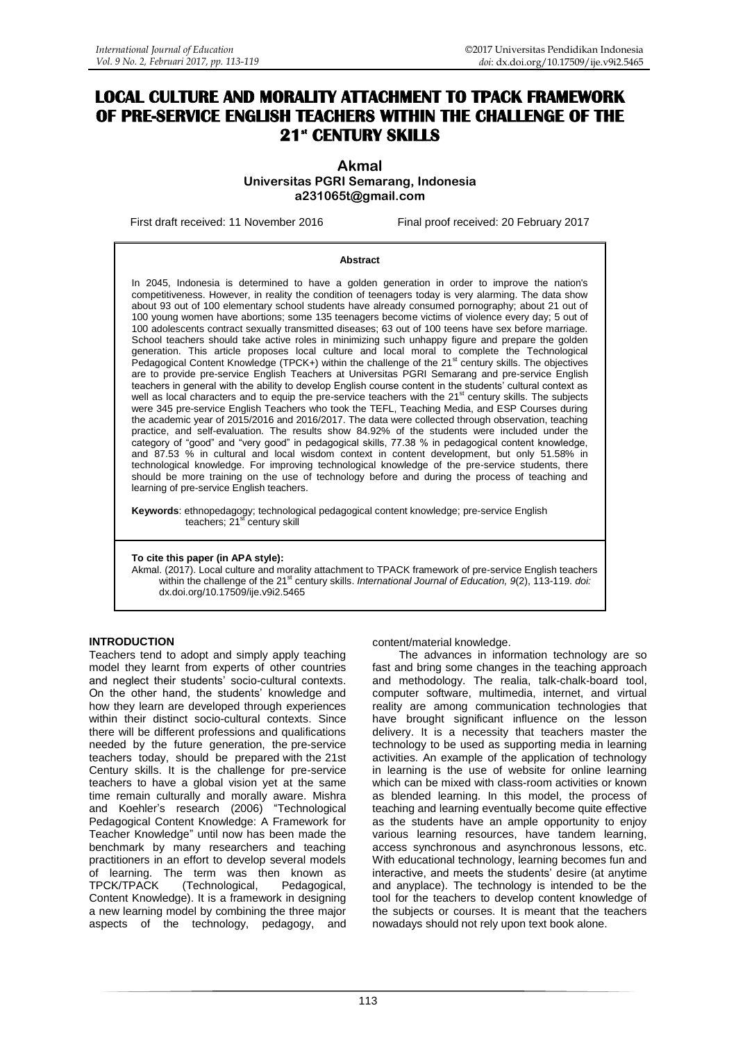# LOCAL CULTURE AND MORALITY ATTACHMENT TO TPACK FRAMEWORK OF PRE-SERVICE ENGLISH TEACHERS WITHIN THE CHALLENGE OF THE 21st CENTURY SKILLS

**Akmal**
**Universitas PGRI Semarang, Indonesia**
**a231065t@gmail.com**

First draft received: 11 November 2016 Final proof received: 20 February 2017

**Abstract**

In 2045, Indonesia is determined to have a golden generation in order to improve the nation's competitiveness. However, in reality the condition of teenagers today is very alarming. The data show about 93 out of 100 elementary school students have already consumed pornography; about 21 out of 100 young women have abortions; some 135 teenagers become victims of violence every day; 5 out of 100 adolescents contract sexually transmitted diseases; 63 out of 100 teens have sex before marriage. School teachers should take active roles in minimizing such unhappy figure and prepare the golden generation. This article proposes local culture and local moral to complete the Technological Pedagogical Content Knowledge (TPCK+) within the challenge of the 21st century skills. The objectives are to provide pre-service English Teachers at Universitas PGRI Semarang and pre-service English teachers in general with the ability to develop English course content in the students' cultural context as well as local characters and to equip the pre-service teachers with the 21st century skills. The subjects were 345 pre-service English Teachers who took the TEFL, Teaching Media, and ESP Courses during the academic year of 2015/2016 and 2016/2017. The data were collected through observation, teaching practice, and self-evaluation. The results show 84.92% of the students were included under the category of "good" and "very good" in pedagogical skills, 77.38 % in pedagogical content knowledge, and 87.53 % in cultural and local wisdom context in content development, but only 51.58% in technological knowledge. For improving technological knowledge of the pre-service students, there should be more training on the use of technology before and during the process of teaching and learning of pre-service English teachers.

**Keywords**: ethnopedagogy; technological pedagogical content knowledge; pre-service English teachers; 21st century skill

**To cite this paper (in APA style):**
Akmal. (2017). Local culture and morality attachment to TPACK framework of pre-service English teachers within the challenge of the 21st century skills. *International Journal of Education, 9*(2), 113-119. *doi:* dx.doi.org/10.17509/ije.v9i2.5465

## INTRODUCTION

Teachers tend to adopt and simply apply teaching model they learnt from experts of other countries and neglect their students' socio-cultural contexts. On the other hand, the students' knowledge and how they learn are developed through experiences within their distinct socio-cultural contexts. Since there will be different professions and qualifications needed by the future generation, the pre-service teachers today, should be prepared with the 21st Century skills. It is the challenge for pre-service teachers to have a global vision yet at the same time remain culturally and morally aware. Mishra and Koehler's research (2006) "Technological Pedagogical Content Knowledge: A Framework for Teacher Knowledge" until now has been made the benchmark by many researchers and teaching practitioners in an effort to develop several models of learning. The term was then known as TPCK/TPACK (Technological, Pedagogical, Content Knowledge). It is a framework in designing a new learning model by combining the three major aspects of the technology, pedagogy, and content/material knowledge.

The advances in information technology are so fast and bring some changes in the teaching approach and methodology. The realia, talk-chalk-board tool, computer software, multimedia, internet, and virtual reality are among communication technologies that have brought significant influence on the lesson delivery. It is a necessity that teachers master the technology to be used as supporting media in learning activities. An example of the application of technology in learning is the use of website for online learning which can be mixed with class-room activities or known as blended learning. In this model, the process of teaching and learning eventually become quite effective as the students have an ample opportunity to enjoy various learning resources, have tandem learning, access synchronous and asynchronous lessons, etc. With educational technology, learning becomes fun and interactive, and meets the students' desire (at anytime and anyplace). The technology is intended to be the tool for the teachers to develop content knowledge of the subjects or courses. It is meant that the teachers nowadays should not rely upon text book alone.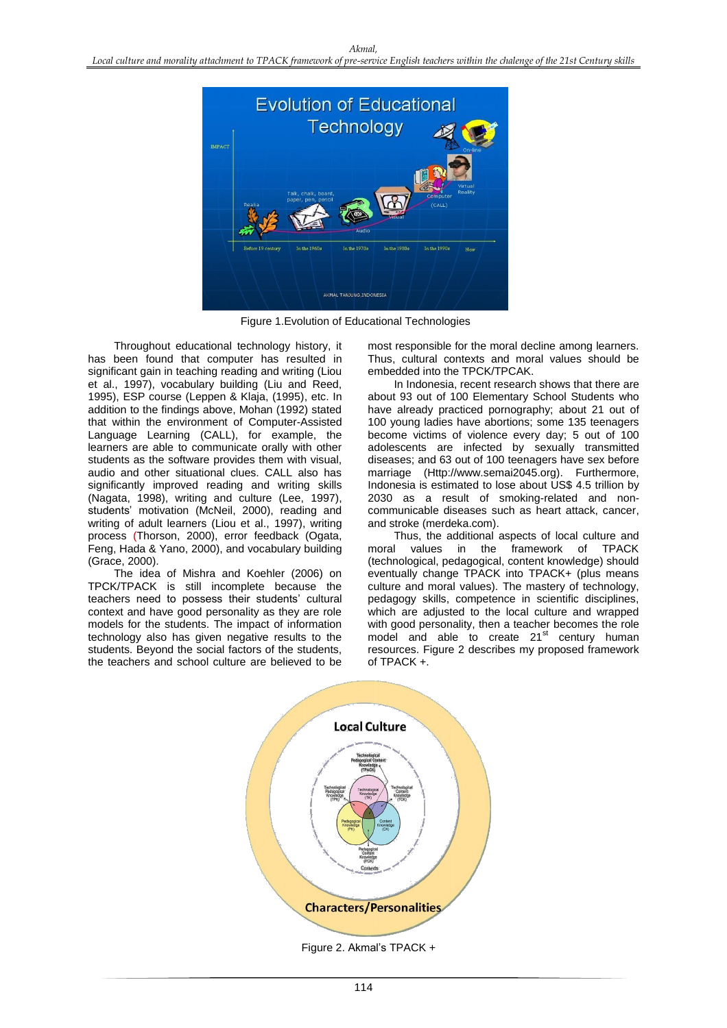Figure 1.Evolution of Educational Technologies

Throughout educational technology history, it has been found that computer has resulted in significant gain in teaching reading and writing (Liou et al., 1997), vocabulary building (Liu and Reed, 1995), ESP course (Leppen & Klaja, (1995), etc. In addition to the findings above, Mohan (1992) stated that within the environment of Computer-Assisted Language Learning (CALL), for example, the learners are able to communicate orally with other students as the software provides them with visual, audio and other situational clues. CALL also has significantly improved reading and writing skills (Nagata, 1998), writing and culture (Lee, 1997), students' motivation (McNeil, 2000), reading and writing of adult learners (Liou et al., 1997), writing process (Thorson, 2000), error feedback (Ogata, Feng, Hada & Yano, 2000), and vocabulary building (Grace, 2000).

The idea of Mishra and Koehler (2006) on TPCK/TPACK is still incomplete because the teachers need to possess their students' cultural context and have good personality as they are role models for the students. The impact of information technology also has given negative results to the students. Beyond the social factors of the students, the teachers and school culture are believed to be most responsible for the moral decline among learners. Thus, cultural contexts and moral values should be embedded into the TPCK/TPCAK.

In Indonesia, recent research shows that there are about 93 out of 100 Elementary School Students who have already practiced pornography; about 21 out of 100 young ladies have abortions; some 135 teenagers become victims of violence every day; 5 out of 100 adolescents are infected by sexually transmitted diseases; and 63 out of 100 teenagers have sex before marriage (Http://www.semai2045.org). Furthermore, Indonesia is estimated to lose about US$ 4.5 trillion by 2030 as a result of smoking-related and non-communicable diseases such as heart attack, cancer, and stroke (merdeka.com).

Thus, the additional aspects of local culture and moral values in the framework of TPACK (technological, pedagogical, content knowledge) should eventually change TPACK into TPACK+ (plus means culture and moral values). The mastery of technology, pedagogy skills, competence in scientific disciplines, which are adjusted to the local culture and wrapped with good personality, then a teacher becomes the role model and able to create 21st century human resources. Figure 2 describes my proposed framework of TPACK +.

Figure 2. Akmal's TPACK +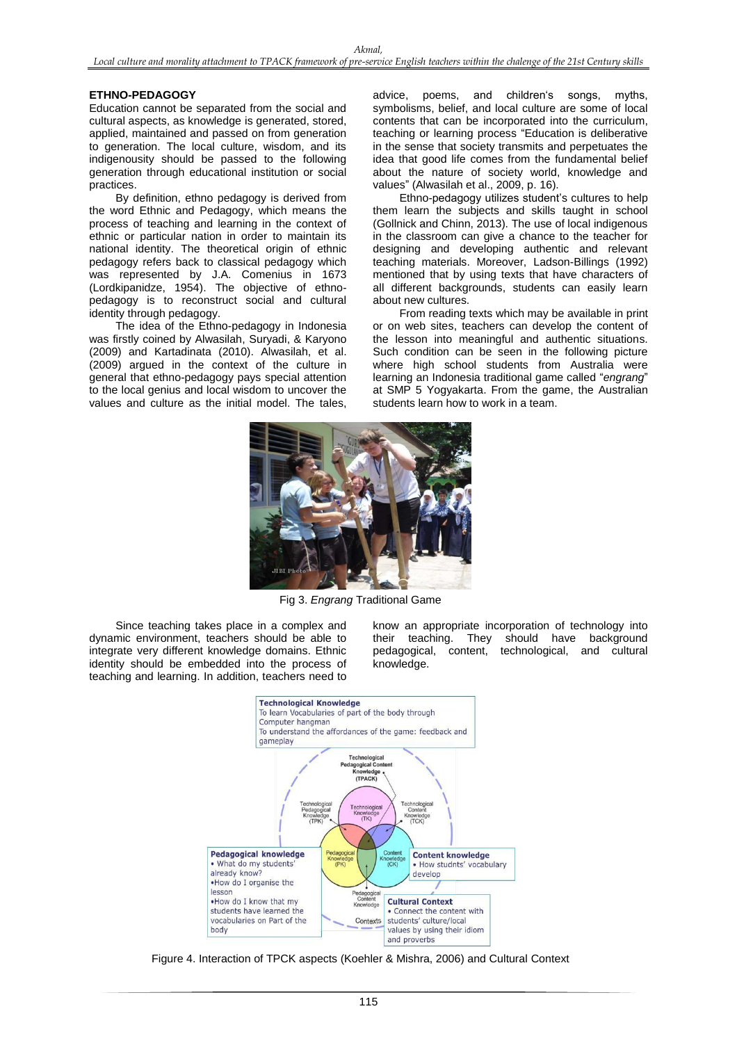## ETHNO-PEDAGOGY

Education cannot be separated from the social and cultural aspects, as knowledge is generated, stored, applied, maintained and passed on from generation to generation. The local culture, wisdom, and its indigenousity should be passed to the following generation through educational institution or social practices.

By definition, ethno pedagogy is derived from the word Ethnic and Pedagogy, which means the process of teaching and learning in the context of ethnic or particular nation in order to maintain its national identity. The theoretical origin of ethnic pedagogy refers back to classical pedagogy which was represented by J.A. Comenius in 1673 (Lordkipanidze, 1954). The objective of ethno-pedagogy is to reconstruct social and cultural identity through pedagogy.

The idea of the Ethno-pedagogy in Indonesia was firstly coined by Alwasilah, Suryadi, & Karyono (2009) and Kartadinata (2010). Alwasilah, et al. (2009) argued in the context of the culture in general that ethno-pedagogy pays special attention to the local genius and local wisdom to uncover the values and culture as the initial model. The tales, advice, poems, and children's songs, myths, symbolisms, belief, and local culture are some of local contents that can be incorporated into the curriculum, teaching or learning process "Education is deliberative in the sense that society transmits and perpetuates the idea that good life comes from the fundamental belief about the nature of society world, knowledge and values" (Alwasilah et al., 2009, p. 16).

Ethno-pedagogy utilizes student's cultures to help them learn the subjects and skills taught in school (Gollnick and Chinn, 2013). The use of local indigenous in the classroom can give a chance to the teacher for designing and developing authentic and relevant teaching materials. Moreover, Ladson-Billings (1992) mentioned that by using texts that have characters of all different backgrounds, students can easily learn about new cultures.

From reading texts which may be available in print or on web sites, teachers can develop the content of the lesson into meaningful and authentic situations. Such condition can be seen in the following picture where high school students from Australia were learning an Indonesia traditional game called "*engrang*" at SMP 5 Yogyakarta. From the game, the Australian students learn how to work in a team.

Fig 3. *Engrang* Traditional Game

Since teaching takes place in a complex and dynamic environment, teachers should be able to integrate very different knowledge domains. Ethnic identity should be embedded into the process of teaching and learning. In addition, teachers need to know an appropriate incorporation of technology into their teaching. They should have background pedagogical, content, technological, and cultural knowledge.

Figure 4. Interaction of TPCK aspects (Koehler & Mishra, 2006) and Cultural Context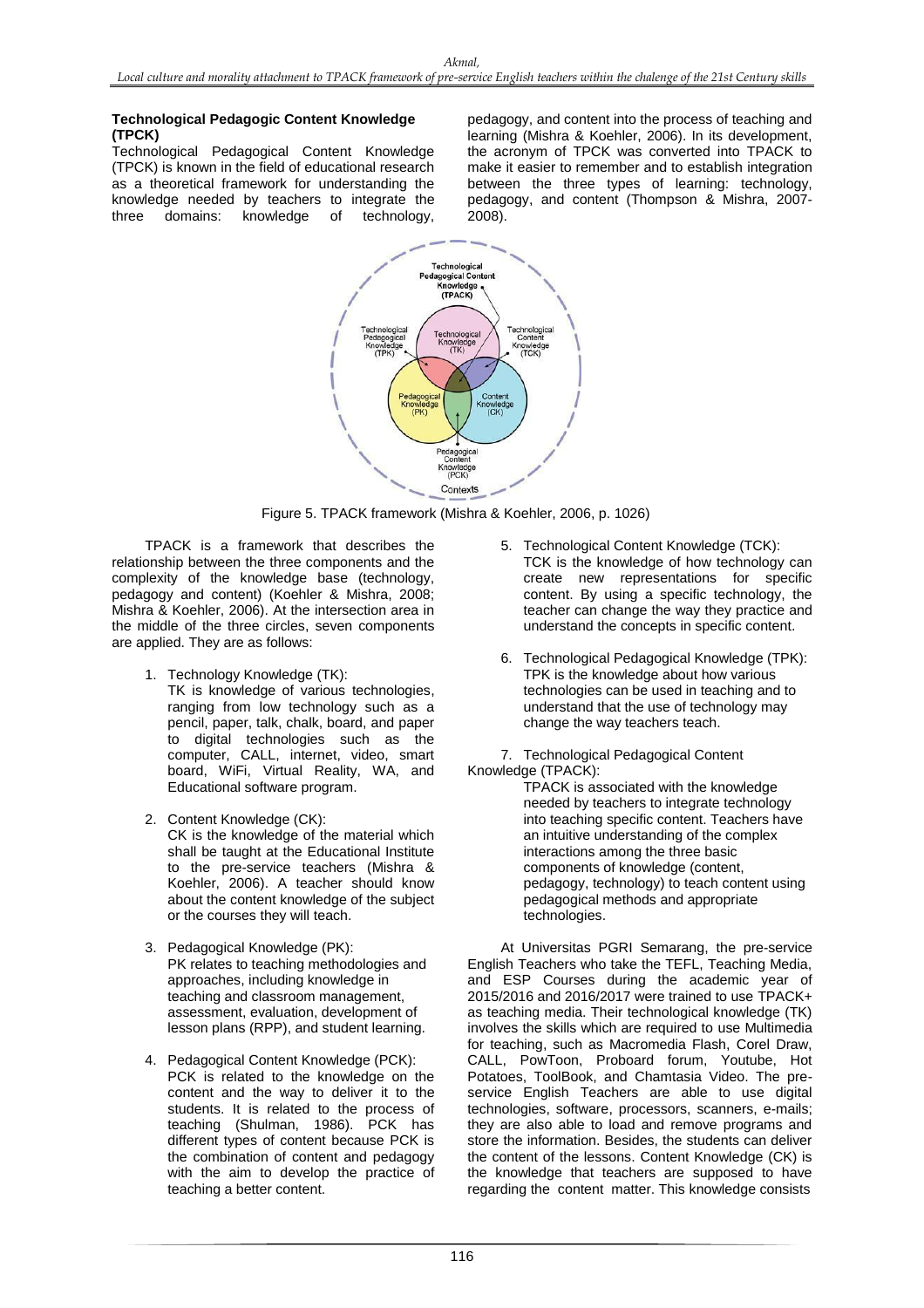### Technological Pedagogic Content Knowledge (TPCK)

Technological Pedagogical Content Knowledge (TPCK) is known in the field of educational research as a theoretical framework for understanding the knowledge needed by teachers to integrate the three domains: knowledge of technology, pedagogy, and content into the process of teaching and learning (Mishra & Koehler, 2006). In its development, the acronym of TPCK was converted into TPACK to make it easier to remember and to establish integration between the three types of learning: technology, pedagogy, and content (Thompson & Mishra, 2007-2008).

Figure 5. TPACK framework (Mishra & Koehler, 2006, p. 1026)

TPACK is a framework that describes the relationship between the three components and the complexity of the knowledge base (technology, pedagogy and content) (Koehler & Mishra, 2008; Mishra & Koehler, 2006). At the intersection area in the middle of the three circles, seven components are applied. They are as follows:

1. Technology Knowledge (TK):
   TK is knowledge of various technologies, ranging from low technology such as a pencil, paper, talk, chalk, board, and paper to digital technologies such as the computer, CALL, internet, video, smart board, WiFi, Virtual Reality, WA, and Educational software program.

2. Content Knowledge (CK):
   CK is the knowledge of the material which shall be taught at the Educational Institute to the pre-service teachers (Mishra & Koehler, 2006). A teacher should know about the content knowledge of the subject or the courses they will teach.

3. Pedagogical Knowledge (PK):
   PK relates to teaching methodologies and approaches, including knowledge in teaching and classroom management, assessment, evaluation, development of lesson plans (RPP), and student learning.

4. Pedagogical Content Knowledge (PCK):
   PCK is related to the knowledge on the content and the way to deliver it to the students. It is related to the process of teaching (Shulman, 1986). PCK has different types of content because PCK is the combination of content and pedagogy with the aim to develop the practice of teaching a better content.

5. Technological Content Knowledge (TCK):
   TCK is the knowledge of how technology can create new representations for specific content. By using a specific technology, the teacher can change the way they practice and understand the concepts in specific content.

6. Technological Pedagogical Knowledge (TPK):
   TPK is the knowledge about how various technologies can be used in teaching and to understand that the use of technology may change the way teachers teach.

7. Technological Pedagogical Content Knowledge (TPACK):
   TPACK is associated with the knowledge needed by teachers to integrate technology into teaching specific content. Teachers have an intuitive understanding of the complex interactions among the three basic components of knowledge (content, pedagogy, technology) to teach content using pedagogical methods and appropriate technologies.

At Universitas PGRI Semarang, the pre-service English Teachers who take the TEFL, Teaching Media, and ESP Courses during the academic year of 2015/2016 and 2016/2017 were trained to use TPACK+ as teaching media. Their technological knowledge (TK) involves the skills which are required to use Multimedia for teaching, such as Macromedia Flash, Corel Draw, CALL, PowToon, Proboard forum, Youtube, Hot Potatoes, ToolBook, and Chamtasia Video. The pre-service English Teachers are able to use digital technologies, software, processors, scanners, e-mails; they are also able to load and remove programs and store the information. Besides, the students can deliver the content of the lessons. Content Knowledge (CK) is the knowledge that teachers are supposed to have regarding the content matter. This knowledge consists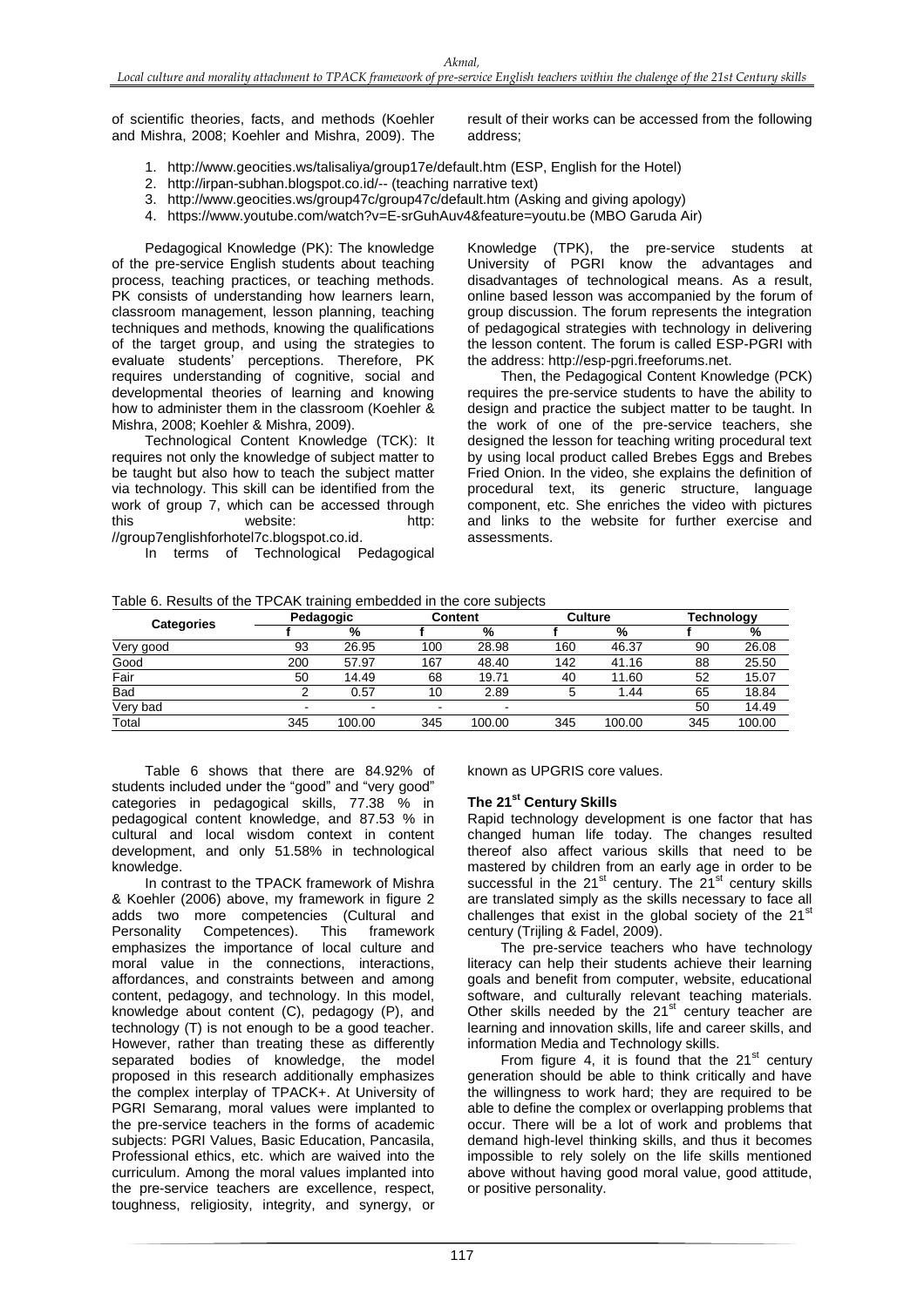of scientific theories, facts, and methods (Koehler and Mishra, 2008; Koehler and Mishra, 2009). The result of their works can be accessed from the following address;

1. http://www.geocities.ws/talisaliya/group17e/default.htm (ESP, English for the Hotel)
2. http://irpan-subhan.blogspot.co.id/-- (teaching narrative text)
3. http://www.geocities.ws/group47c/group47c/default.htm (Asking and giving apology)
4. https://www.youtube.com/watch?v=E-srGuhAuv4&feature=youtu.be (MBO Garuda Air)

Pedagogical Knowledge (PK): The knowledge of the pre-service English students about teaching process, teaching practices, or teaching methods. PK consists of understanding how learners learn, classroom management, lesson planning, teaching techniques and methods, knowing the qualifications of the target group, and using the strategies to evaluate students' perceptions. Therefore, PK requires understanding of cognitive, social and developmental theories of learning and knowing how to administer them in the classroom (Koehler & Mishra, 2008; Koehler & Mishra, 2009).

Technological Content Knowledge (TCK): It requires not only the knowledge of subject matter to be taught but also how to teach the subject matter via technology. This skill can be identified from the work of group 7, which can be accessed through this website: http://group7englishforhotel7c.blogspot.co.id.

In terms of Technological Pedagogical Knowledge (TPK), the pre-service students at University of PGRI know the advantages and disadvantages of technological means. As a result, online based lesson was accompanied by the forum of group discussion. The forum represents the integration of pedagogical strategies with technology in delivering the lesson content. The forum is called ESP-PGRI with the address: http://esp-pgri.freeforums.net.

Then, the Pedagogical Content Knowledge (PCK) requires the pre-service students to have the ability to design and practice the subject matter to be taught. In the work of one of the pre-service teachers, she designed the lesson for teaching writing procedural text by using local product called Brebes Eggs and Brebes Fried Onion. In the video, she explains the definition of procedural text, its generic structure, language component, etc. She enriches the video with pictures and links to the website for further exercise and assessments.

Table 6. Results of the TPCAK training embedded in the core subjects

| Categories | Pedagogic | | Content | | Culture | | Technology | |
|---|---|---|---|---|---|---|---|---|
| | f | % | f | % | f | % | f | % |
| Very good | 93 | 26.95 | 100 | 28.98 | 160 | 46.37 | 90 | 26.08 |
| Good | 200 | 57.97 | 167 | 48.40 | 142 | 41.16 | 88 | 25.50 |
| Fair | 50 | 14.49 | 68 | 19.71 | 40 | 11.60 | 52 | 15.07 |
| Bad | 2 | 0.57 | 10 | 2.89 | 5 | 1.44 | 65 | 18.84 |
| Very bad | - | - | - | - | | | 50 | 14.49 |
| Total | 345 | 100.00 | 345 | 100.00 | 345 | 100.00 | 345 | 100.00 |

Table 6 shows that there are 84.92% of students included under the "good" and "very good" categories in pedagogical skills, 77.38 % in pedagogical content knowledge, and 87.53 % in cultural and local wisdom context in content development, and only 51.58% in technological knowledge.

In contrast to the TPACK framework of Mishra & Koehler (2006) above, my framework in figure 2 adds two more competencies (Cultural and Personality Competences). This framework emphasizes the importance of local culture and moral value in the connections, interactions, affordances, and constraints between and among content, pedagogy, and technology. In this model, knowledge about content (C), pedagogy (P), and technology (T) is not enough to be a good teacher. However, rather than treating these as differently separated bodies of knowledge, the model proposed in this research additionally emphasizes the complex interplay of TPACK+. At University of PGRI Semarang, moral values were implanted to the pre-service teachers in the forms of academic subjects: PGRI Values, Basic Education, Pancasila, Professional ethics, etc. which are waived into the curriculum. Among the moral values implanted into the pre-service teachers are excellence, respect, toughness, religiosity, integrity, and synergy, or known as UPGRIS core values.

### The 21st Century Skills

Rapid technology development is one factor that has changed human life today. The changes resulted thereof also affect various skills that need to be mastered by children from an early age in order to be successful in the 21st century. The 21st century skills are translated simply as the skills necessary to face all challenges that exist in the global society of the 21st century (Trijling & Fadel, 2009).

The pre-service teachers who have technology literacy can help their students achieve their learning goals and benefit from computer, website, educational software, and culturally relevant teaching materials. Other skills needed by the 21st century teacher are learning and innovation skills, life and career skills, and information Media and Technology skills.

From figure 4, it is found that the 21st century generation should be able to think critically and have the willingness to work hard; they are required to be able to define the complex or overlapping problems that occur. There will be a lot of work and problems that demand high-level thinking skills, and thus it becomes impossible to rely solely on the life skills mentioned above without having good moral value, good attitude, or positive personality.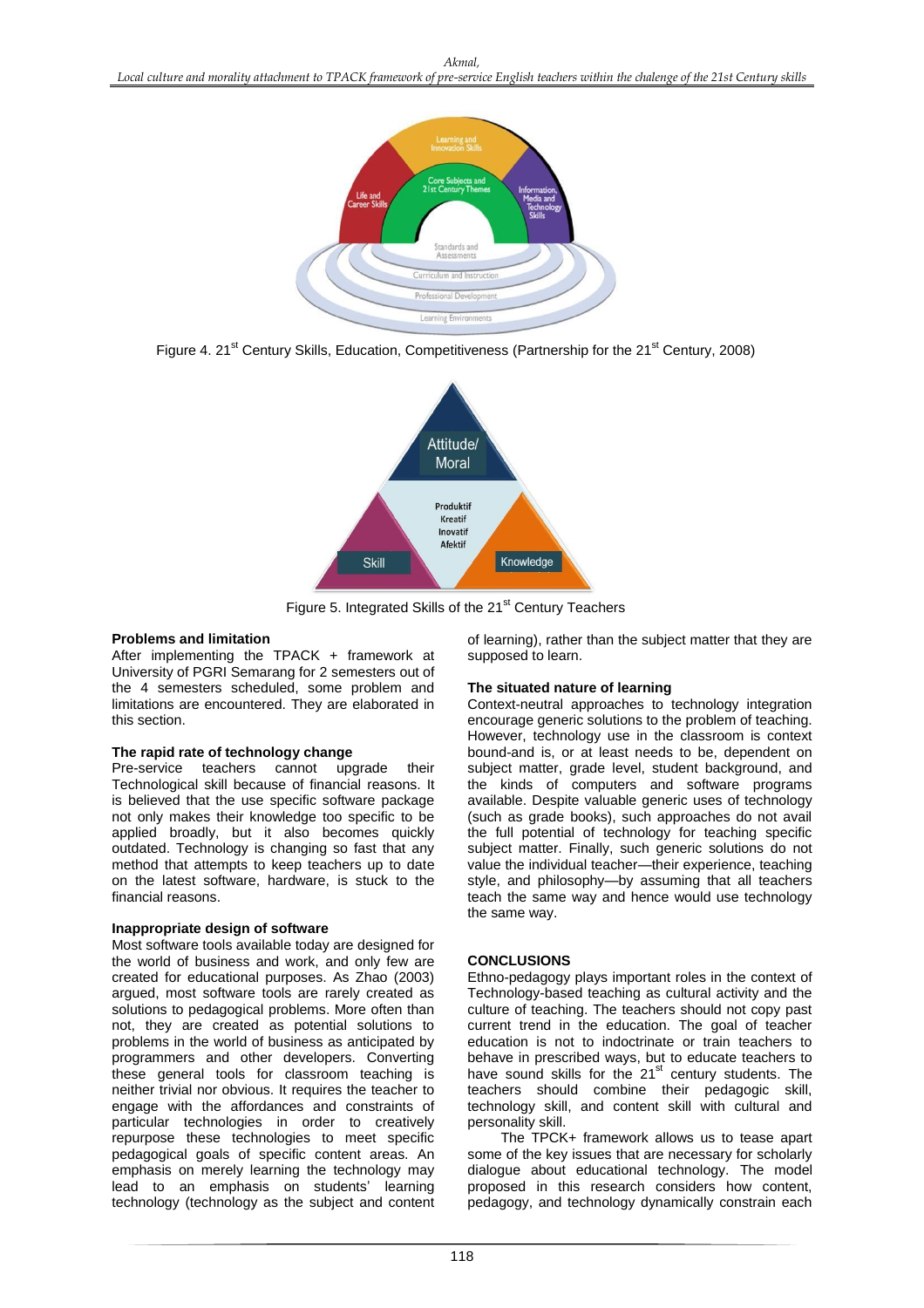Figure 4. 21[st] Century Skills, Education, Competitiveness (Partnership for the 21[st] Century, 2008)

Figure 5. Integrated Skills of the 21[st] Century Teachers

### Problems and limitation

After implementing the TPACK + framework at University of PGRI Semarang for 2 semesters out of the 4 semesters scheduled, some problem and limitations are encountered. They are elaborated in this section.

### The rapid rate of technology change

Pre-service teachers cannot upgrade their Technological skill because of financial reasons. It is believed that the use specific software package not only makes their knowledge too specific to be applied broadly, but it also becomes quickly outdated. Technology is changing so fast that any method that attempts to keep teachers up to date on the latest software, hardware, is stuck to the financial reasons.

### Inappropriate design of software

Most software tools available today are designed for the world of business and work, and only few are created for educational purposes. As Zhao (2003) argued, most software tools are rarely created as solutions to pedagogical problems. More often than not, they are created as potential solutions to problems in the world of business as anticipated by programmers and other developers. Converting these general tools for classroom teaching is neither trivial nor obvious. It requires the teacher to engage with the affordances and constraints of particular technologies in order to creatively repurpose these technologies to meet specific pedagogical goals of specific content areas. An emphasis on merely learning the technology may lead to an emphasis on students' learning technology (technology as the subject and content of learning), rather than the subject matter that they are supposed to learn.

### The situated nature of learning

Context-neutral approaches to technology integration encourage generic solutions to the problem of teaching. However, technology use in the classroom is context bound-and is, or at least needs to be, dependent on subject matter, grade level, student background, and the kinds of computers and software programs available. Despite valuable generic uses of technology (such as grade books), such approaches do not avail the full potential of technology for teaching specific subject matter. Finally, such generic solutions do not value the individual teacher—their experience, teaching style, and philosophy—by assuming that all teachers teach the same way and hence would use technology the same way.

## CONCLUSIONS

Ethno-pedagogy plays important roles in the context of Technology-based teaching as cultural activity and the culture of teaching. The teachers should not copy past current trend in the education. The goal of teacher education is not to indoctrinate or train teachers to behave in prescribed ways, but to educate teachers to have sound skills for the 21[st] century students. The teachers should combine their pedagogic skill, technology skill, and content skill with cultural and personality skill.

The TPCK+ framework allows us to tease apart some of the key issues that are necessary for scholarly dialogue about educational technology. The model proposed in this research considers how content, pedagogy, and technology dynamically constrain each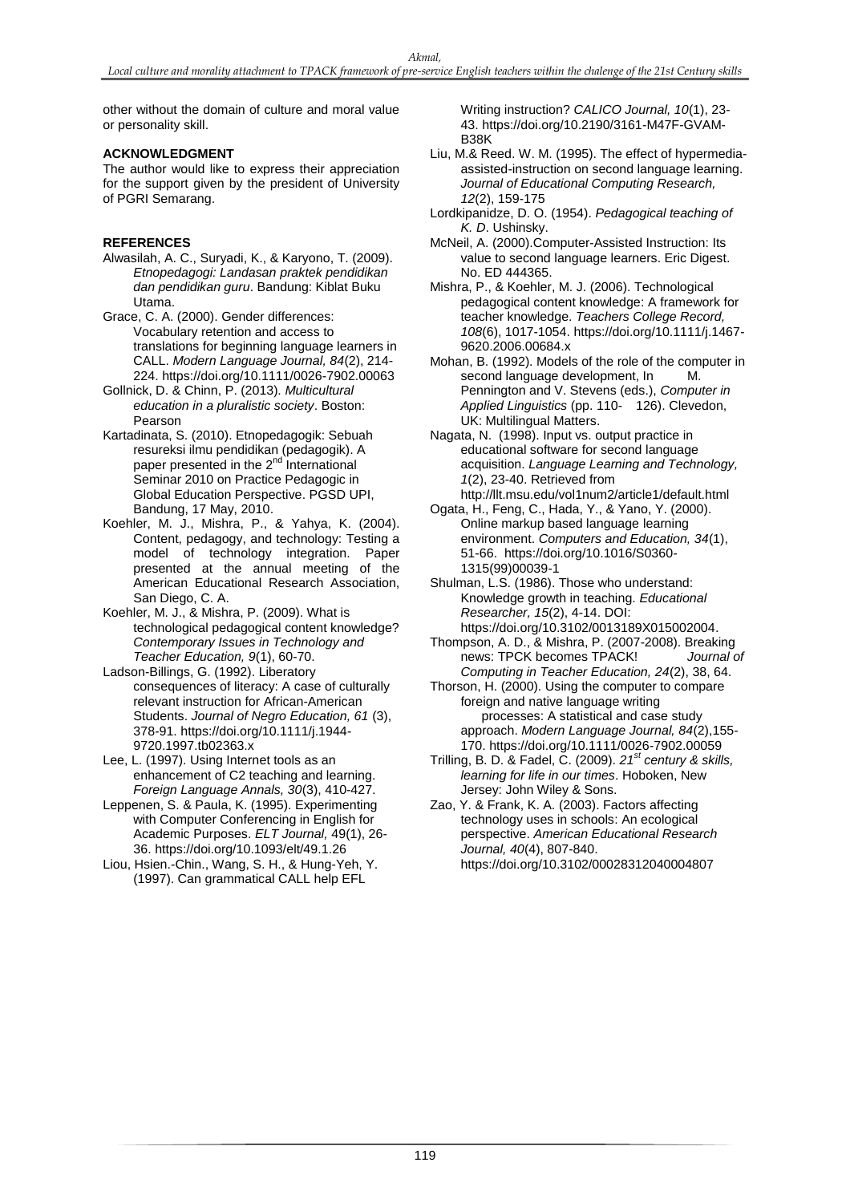other without the domain of culture and moral value or personality skill.

**ACKNOWLEDGMENT**

The author would like to express their appreciation for the support given by the president of University of PGRI Semarang.

**REFERENCES**

Alwasilah, A. C., Suryadi, K., & Karyono, T. (2009). *Etnopedagogi: Landasan praktek pendidikan dan pendidikan guru*. Bandung: Kiblat Buku Utama.

Grace, C. A. (2000). Gender differences: Vocabulary retention and access to translations for beginning language learners in CALL. *Modern Language Journal, 84*(2), 214-224. https://doi.org/10.1111/0026-7902.00063

Gollnick, D. & Chinn, P. (2013). *Multicultural education in a pluralistic society*. Boston: Pearson

Kartadinata, S. (2010). Etnopedagogik: Sebuah resureksi ilmu pendidikan (pedagogik). A paper presented in the 2nd International Seminar 2010 on Practice Pedagogic in Global Education Perspective. PGSD UPI, Bandung, 17 May, 2010.

Koehler, M. J., Mishra, P., & Yahya, K. (2004). Content, pedagogy, and technology: Testing a model of technology integration. Paper presented at the annual meeting of the American Educational Research Association, San Diego, C. A.

Koehler, M. J., & Mishra, P. (2009). What is technological pedagogical content knowledge? *Contemporary Issues in Technology and Teacher Education, 9*(1), 60-70.

Ladson-Billings, G. (1992). Liberatory consequences of literacy: A case of culturally relevant instruction for African-American Students. *Journal of Negro Education, 61* (3), 378-91. https://doi.org/10.1111/j.1944-9720.1997.tb02363.x

Lee, L. (1997). Using Internet tools as an enhancement of C2 teaching and learning. *Foreign Language Annals, 30*(3), 410-427.

Leppenen, S. & Paula, K. (1995). Experimenting with Computer Conferencing in English for Academic Purposes. *ELT Journal,* 49(1), 26-36. https://doi.org/10.1093/elt/49.1.26

Liou, Hsien.-Chin., Wang, S. H., & Hung-Yeh, Y. (1997). Can grammatical CALL help EFL Writing instruction? *CALICO Journal, 10*(1), 23-43. https://doi.org/10.2190/3161-M47F-GVAM-B38K

Liu, M.& Reed. W. M. (1995). The effect of hypermedia-assisted-instruction on second language learning. *Journal of Educational Computing Research, 12*(2), 159-175

Lordkipanidze, D. O. (1954). *Pedagogical teaching of K. D*. Ushinsky.

McNeil, A. (2000).Computer-Assisted Instruction: Its value to second language learners. Eric Digest. No. ED 444365.

Mishra, P., & Koehler, M. J. (2006). Technological pedagogical content knowledge: A framework for teacher knowledge. *Teachers College Record, 108*(6), 1017-1054. https://doi.org/10.1111/j.1467-9620.2006.00684.x

Mohan, B. (1992). Models of the role of the computer in second language development, In M. Pennington and V. Stevens (eds.), *Computer in Applied Linguistics* (pp. 110- 126). Clevedon, UK: Multilingual Matters.

Nagata, N. (1998). Input vs. output practice in educational software for second language acquisition. *Language Learning and Technology, 1*(2), 23-40. Retrieved from http://llt.msu.edu/vol1num2/article1/default.html

Ogata, H., Feng, C., Hada, Y., & Yano, Y. (2000). Online markup based language learning environment. *Computers and Education, 34*(1), 51-66. https://doi.org/10.1016/S0360-1315(99)00039-1

Shulman, L.S. (1986). Those who understand: Knowledge growth in teaching. *Educational Researcher, 15*(2), 4-14. DOI: https://doi.org/10.3102/0013189X015002004.

Thompson, A. D., & Mishra, P. (2007-2008). Breaking news: TPCK becomes TPACK! *Journal of Computing in Teacher Education, 24*(2), 38, 64.

Thorson, H. (2000). Using the computer to compare foreign and native language writing processes: A statistical and case study approach. *Modern Language Journal, 84*(2),155-170. https://doi.org/10.1111/0026-7902.00059

Trilling, B. D. & Fadel, C. (2009). *21st century & skills, learning for life in our times*. Hoboken, New Jersey: John Wiley & Sons.

Zao, Y. & Frank, K. A. (2003). Factors affecting technology uses in schools: An ecological perspective. *American Educational Research Journal, 40*(4), 807-840. https://doi.org/10.3102/00028312040004807